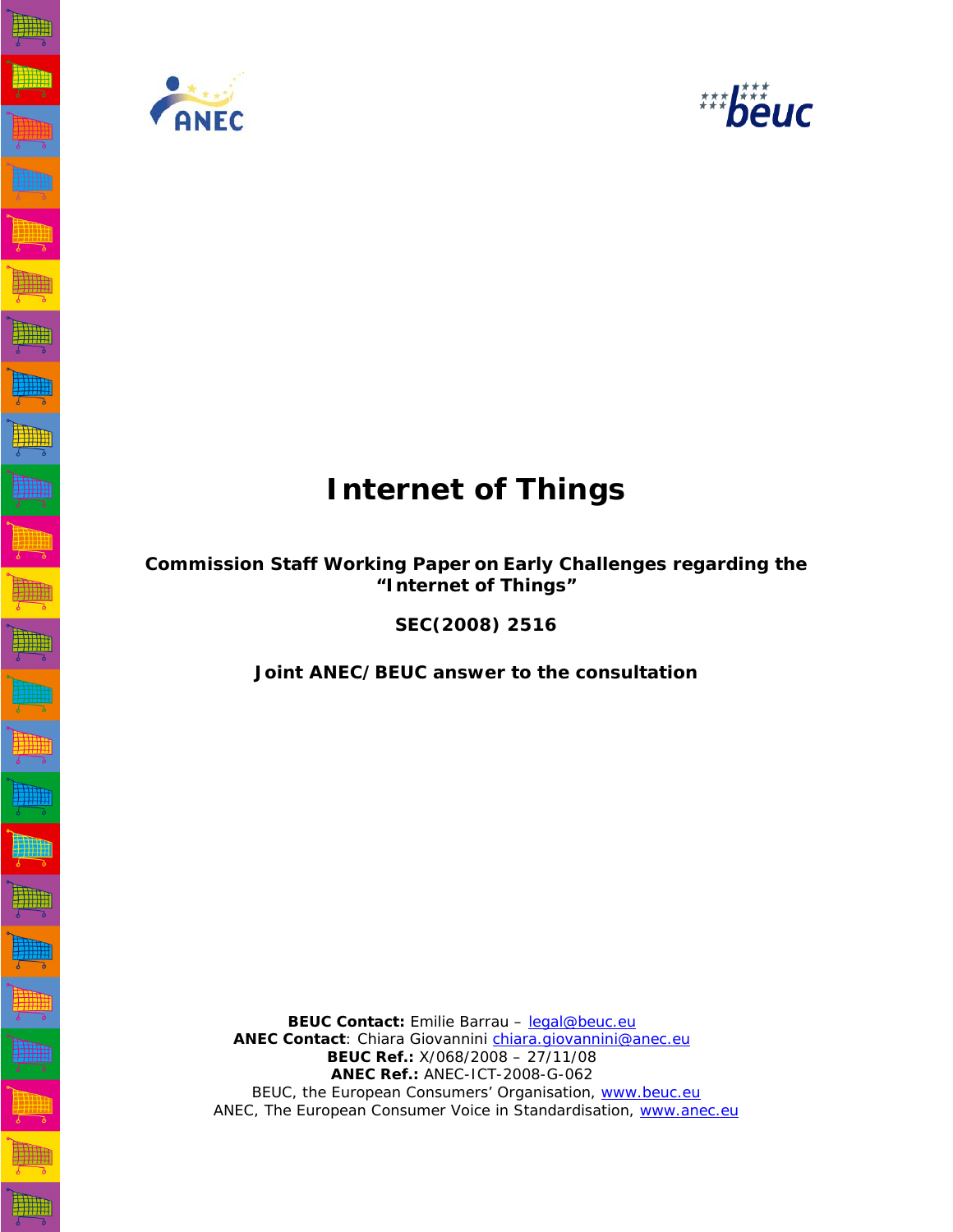# Internet of Things

**Commission Staff Working Paper on Early Challenges regarding the "Internet of Things"**

**SEC(2008) 2516**

**Joint ANEC/BEUC answer to the consultation**

**BEUC Contact:** Emilie Barrau – legal@beuc.eu
**ANEC Contact**: Chiara Giovannini chiara.giovannini@anec.eu
**BEUC Ref.:** X/068/2008 – 27/11/08
**ANEC Ref.:** ANEC-ICT-2008-G-062
BEUC, the European Consumers' Organisation, www.beuc.eu
ANEC, The European Consumer Voice in Standardisation, www.anec.eu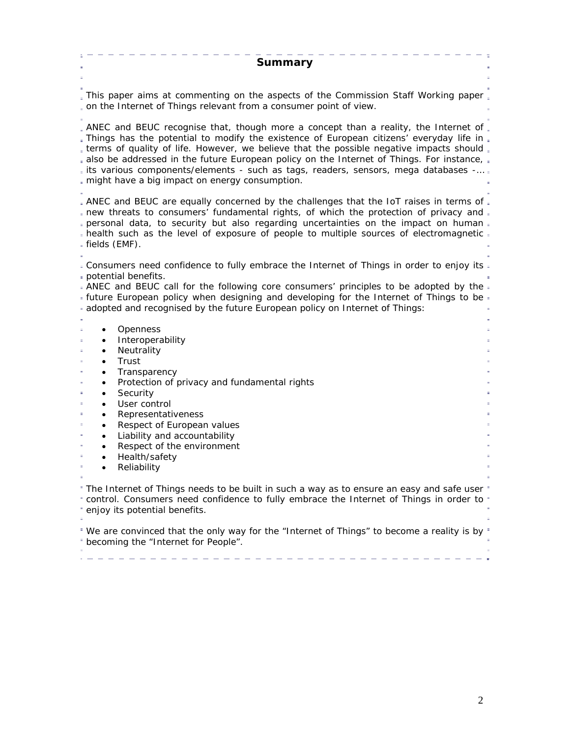## Summary

This paper aims at commenting on the aspects of the Commission Staff Working paper on the Internet of Things relevant from a consumer point of view.

ANEC and BEUC recognise that, though more a concept than a reality, the Internet of Things has the potential to modify the existence of European citizens' everyday life in terms of quality of life. However, we believe that the possible negative impacts should also be addressed in the future European policy on the Internet of Things. For instance, its various components/elements - such as tags, readers, sensors, mega databases -… might have a big impact on energy consumption.

ANEC and BEUC are equally concerned by the challenges that the IoT raises in terms of new threats to consumers' fundamental rights, of which the protection of privacy and personal data, to security but also regarding uncertainties on the impact on human health such as the level of exposure of people to multiple sources of electromagnetic fields (EMF).

Consumers need confidence to fully embrace the Internet of Things in order to enjoy its potential benefits.
ANEC and BEUC call for the following core consumers' principles to be adopted by the future European policy when designing and developing for the Internet of Things to be adopted and recognised by the future European policy on Internet of Things:

- Openness
- Interoperability
- Neutrality
- Trust
- Transparency
- Protection of privacy and fundamental rights
- Security
- User control
- Representativeness
- Respect of European values
- Liability and accountability
- Respect of the environment
- Health/safety
- Reliability

The Internet of Things needs to be built in such a way as to ensure an easy and safe user control. Consumers need confidence to fully embrace the Internet of Things in order to enjoy its potential benefits.

We are convinced that the only way for the "Internet of Things" to become a reality is by becoming the "Internet for People".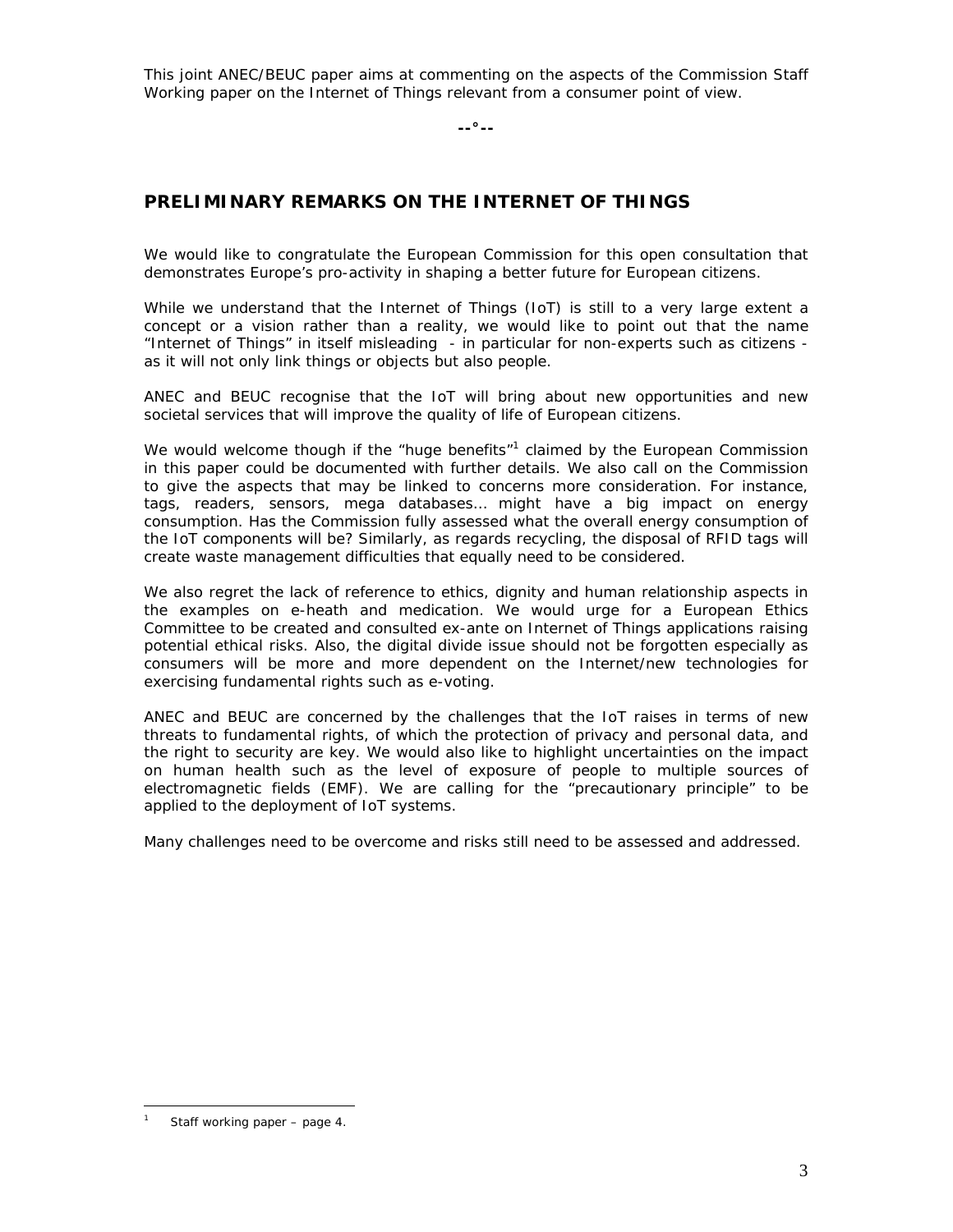This joint ANEC/BEUC paper aims at commenting on the aspects of the Commission Staff Working paper on the Internet of Things relevant from a consumer point of view.

--°--

## PRELIMINARY REMARKS ON THE INTERNET OF THINGS

We would like to congratulate the European Commission for this open consultation that demonstrates Europe's pro-activity in shaping a better future for European citizens.

While we understand that the Internet of Things (IoT) is still to a very large extent a concept or a vision rather than a reality, we would like to point out that the name "Internet of Things" in itself misleading - in particular for non-experts such as citizens - as it will not only link things or objects but also people.

ANEC and BEUC recognise that the IoT will bring about new opportunities and new societal services that will improve the quality of life of European citizens.

We would welcome though if the "huge benefits"[1] claimed by the European Commission in this paper could be documented with further details. We also call on the Commission to give the aspects that may be linked to concerns more consideration. For instance, tags, readers, sensors, mega databases… might have a big impact on energy consumption. Has the Commission fully assessed what the overall energy consumption of the IoT components will be? Similarly, as regards recycling, the disposal of RFID tags will create waste management difficulties that equally need to be considered.

We also regret the lack of reference to ethics, dignity and human relationship aspects in the examples on e-heath and medication. We would urge for a European Ethics Committee to be created and consulted ex-ante on Internet of Things applications raising potential ethical risks. Also, the digital divide issue should not be forgotten especially as consumers will be more and more dependent on the Internet/new technologies for exercising fundamental rights such as e-voting.

ANEC and BEUC are concerned by the challenges that the IoT raises in terms of new threats to fundamental rights, of which the protection of privacy and personal data, and the right to security are key. We would also like to highlight uncertainties on the impact on human health such as the level of exposure of people to multiple sources of electromagnetic fields (EMF). We are calling for the "precautionary principle" to be applied to the deployment of IoT systems.

Many challenges need to be overcome and risks still need to be assessed and addressed.

---

[1] Staff working paper – page 4.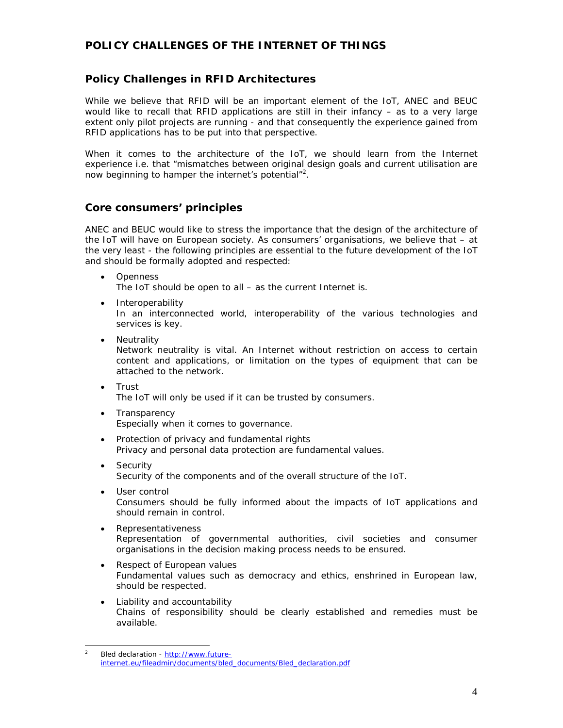## POLICY CHALLENGES OF THE INTERNET OF THINGS

### Policy Challenges in RFID Architectures

While we believe that RFID will be an important element of the IoT, ANEC and BEUC would like to recall that RFID applications are still in their infancy – as to a very large extent only pilot projects are running - and that consequently the experience gained from RFID applications has to be put into that perspective.

When it comes to the architecture of the IoT, we should learn from the Internet experience i.e. that "mismatches between original design goals and current utilisation are now beginning to hamper the internet's potential"[2].

### Core consumers' principles

ANEC and BEUC would like to stress the importance that the design of the architecture of the IoT will have on European society. As consumers' organisations, we believe that – at the very least - the following principles are essential to the future development of the IoT and should be formally adopted and respected:

- Openness
  The IoT should be open to all – as the current Internet is.
- Interoperability
  In an interconnected world, interoperability of the various technologies and services is key.
- Neutrality
  Network neutrality is vital. An Internet without restriction on access to certain content and applications, or limitation on the types of equipment that can be attached to the network.
- Trust
  The IoT will only be used if it can be trusted by consumers.
- Transparency
  Especially when it comes to governance.
- Protection of privacy and fundamental rights
  Privacy and personal data protection are fundamental values.
- Security
  Security of the components and of the overall structure of the IoT.
- User control
  Consumers should be fully informed about the impacts of IoT applications and should remain in control.
- Representativeness
  Representation of governmental authorities, civil societies and consumer organisations in the decision making process needs to be ensured.
- Respect of European values
  Fundamental values such as democracy and ethics, enshrined in European law, should be respected.
- Liability and accountability
  Chains of responsibility should be clearly established and remedies must be available.

---

[2] Bled declaration - http://www.future-internet.eu/fileadmin/documents/bled_documents/Bled_declaration.pdf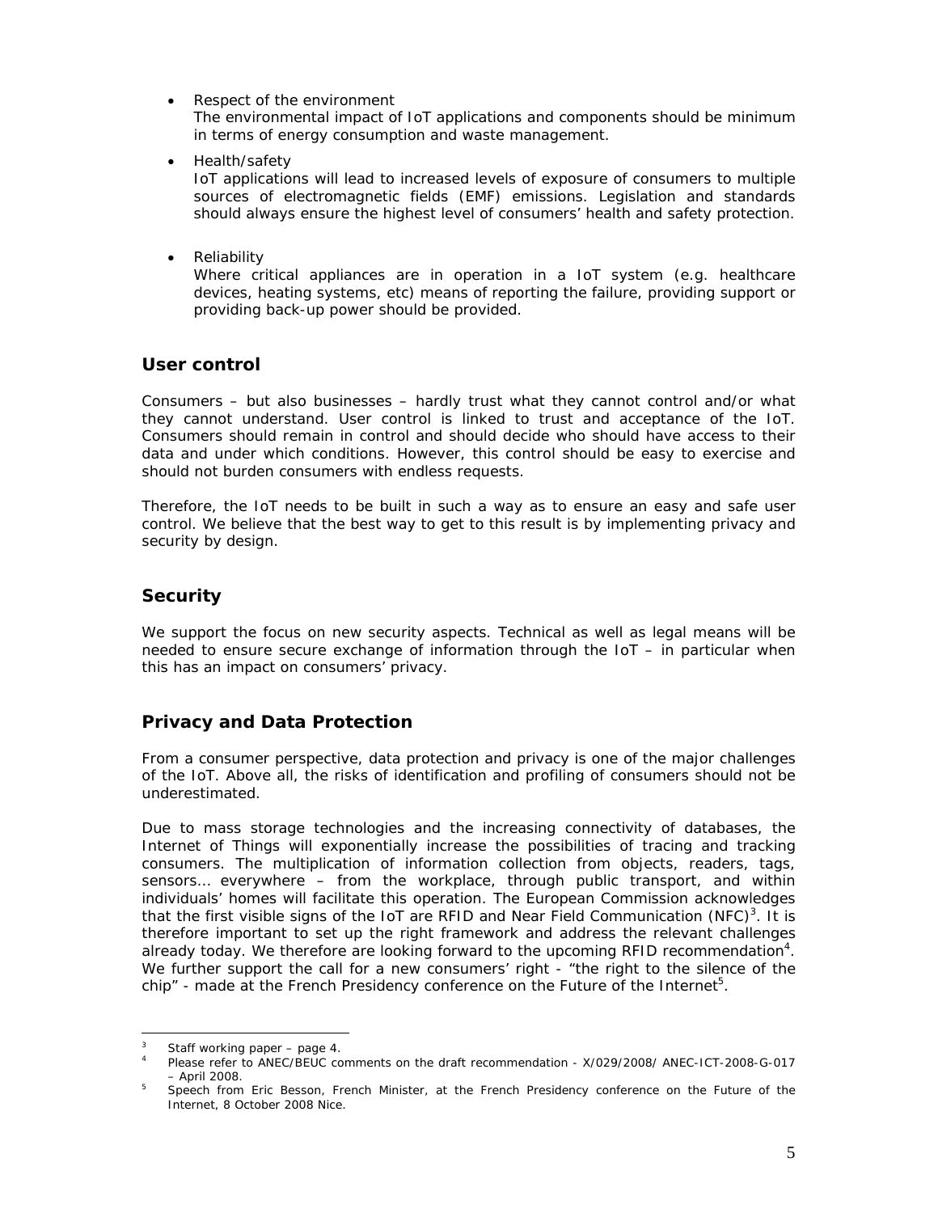- Respect of the environment
  The environmental impact of IoT applications and components should be minimum in terms of energy consumption and waste management.

- Health/safety
  IoT applications will lead to increased levels of exposure of consumers to multiple sources of electromagnetic fields (EMF) emissions. Legislation and standards should always ensure the highest level of consumers' health and safety protection.

- Reliability
  Where critical appliances are in operation in a IoT system (e.g. healthcare devices, heating systems, etc) means of reporting the failure, providing support or providing back-up power should be provided.

## User control

Consumers – but also businesses – hardly trust what they cannot control and/or what they cannot understand. User control is linked to trust and acceptance of the IoT. Consumers should remain in control and should decide who should have access to their data and under which conditions. However, this control should be easy to exercise and should not burden consumers with endless requests.

Therefore, the IoT needs to be built in such a way as to ensure an easy and safe user control. We believe that the best way to get to this result is by implementing privacy and security by design.

## Security

We support the focus on new security aspects. Technical as well as legal means will be needed to ensure secure exchange of information through the IoT – in particular when this has an impact on consumers' privacy.

## Privacy and Data Protection

From a consumer perspective, data protection and privacy is one of the major challenges of the IoT. Above all, the risks of identification and profiling of consumers should not be underestimated.

Due to mass storage technologies and the increasing connectivity of databases, the Internet of Things will exponentially increase the possibilities of tracing and tracking consumers. The multiplication of information collection from objects, readers, tags, sensors… everywhere – from the workplace, through public transport, and within individuals' homes will facilitate this operation. The European Commission acknowledges that the first visible signs of the IoT are RFID and Near Field Communication (NFC)[3]. It is therefore important to set up the right framework and address the relevant challenges already today. We therefore are looking forward to the upcoming RFID recommendation[4]. We further support the call for a new consumers' right - "the right to the silence of the chip" - made at the French Presidency conference on the Future of the Internet[5].

---

[3] Staff working paper – page 4.

[4] Please refer to ANEC/BEUC comments on the draft recommendation - X/029/2008/ ANEC-ICT-2008-G-017 – April 2008.

[5] Speech from Eric Besson, French Minister, at the French Presidency conference on the Future of the Internet, 8 October 2008 Nice.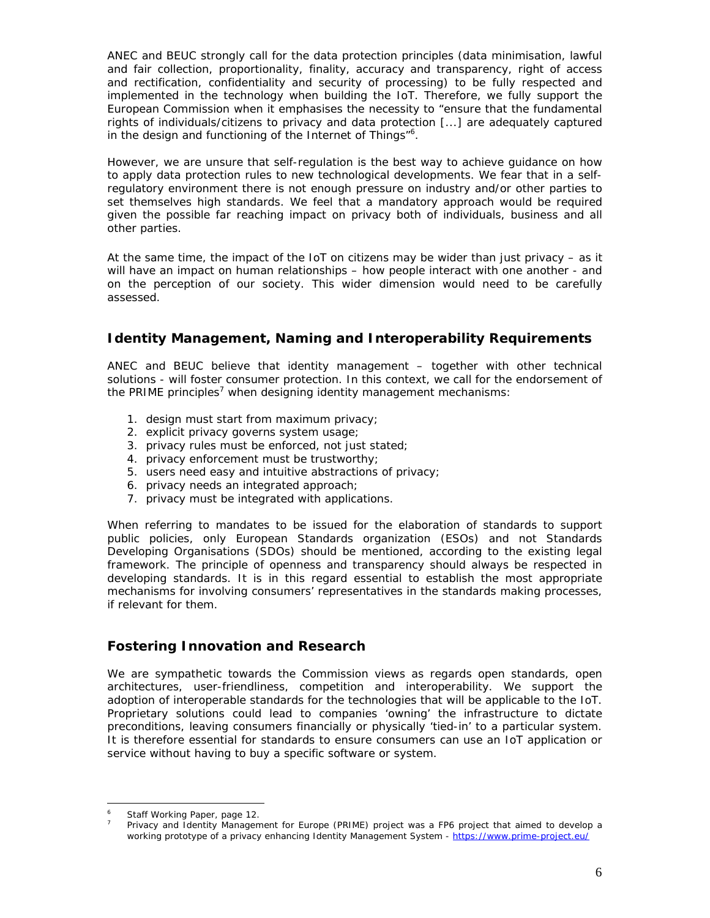ANEC and BEUC strongly call for the data protection principles (data minimisation, lawful and fair collection, proportionality, finality, accuracy and transparency, right of access and rectification, confidentiality and security of processing) to be fully respected and implemented in the technology when building the IoT. Therefore, we fully support the European Commission when it emphasises the necessity to "ensure that the fundamental rights of individuals/citizens to privacy and data protection [...] are adequately captured in the design and functioning of the Internet of Things"[6].

However, we are unsure that self-regulation is the best way to achieve guidance on how to apply data protection rules to new technological developments. We fear that in a self-regulatory environment there is not enough pressure on industry and/or other parties to set themselves high standards. We feel that a mandatory approach would be required given the possible far reaching impact on privacy both of individuals, business and all other parties.

At the same time, the impact of the IoT on citizens may be wider than just privacy – as it will have an impact on human relationships – how people interact with one another - and on the perception of our society. This wider dimension would need to be carefully assessed.

## Identity Management, Naming and Interoperability Requirements

ANEC and BEUC believe that identity management – together with other technical solutions - will foster consumer protection. In this context, we call for the endorsement of the PRIME principles[7] when designing identity management mechanisms:

1. design must start from maximum privacy;
2. explicit privacy governs system usage;
3. privacy rules must be enforced, not just stated;
4. privacy enforcement must be trustworthy;
5. users need easy and intuitive abstractions of privacy;
6. privacy needs an integrated approach;
7. privacy must be integrated with applications.

When referring to mandates to be issued for the elaboration of standards to support public policies, only European Standards organization (ESOs) and not Standards Developing Organisations (SDOs) should be mentioned, according to the existing legal framework. The principle of openness and transparency should always be respected in developing standards. It is in this regard essential to establish the most appropriate mechanisms for involving consumers' representatives in the standards making processes, if relevant for them.

## Fostering Innovation and Research

We are sympathetic towards the Commission views as regards open standards, open architectures, user-friendliness, competition and interoperability. We support the adoption of interoperable standards for the technologies that will be applicable to the IoT. Proprietary solutions could lead to companies 'owning' the infrastructure to dictate preconditions, leaving consumers financially or physically 'tied-in' to a particular system. It is therefore essential for standards to ensure consumers can use an IoT application or service without having to buy a specific software or system.

---

[6] Staff Working Paper, page 12.

[7] Privacy and Identity Management for Europe (PRIME) project was a FP6 project that aimed to develop a working prototype of a privacy enhancing Identity Management System - https://www.prime-project.eu/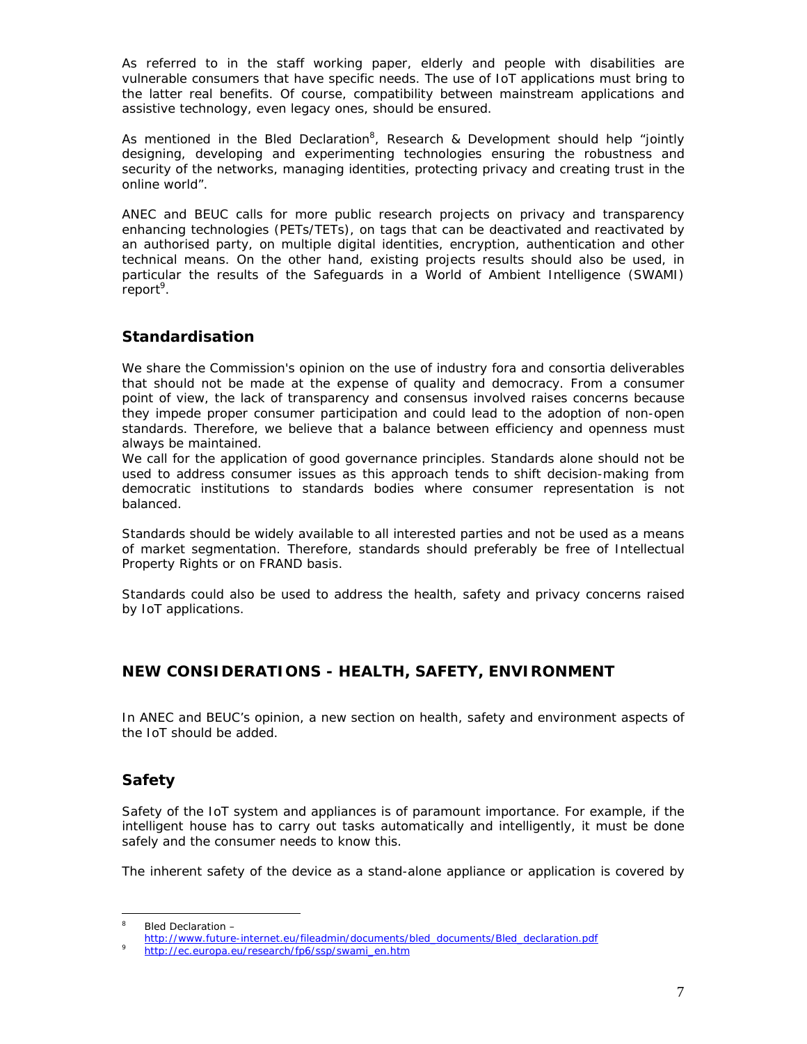As referred to in the staff working paper, elderly and people with disabilities are vulnerable consumers that have specific needs. The use of IoT applications must bring to the latter real benefits. Of course, compatibility between mainstream applications and assistive technology, even legacy ones, should be ensured.

As mentioned in the Bled Declaration[8], Research & Development should help "jointly designing, developing and experimenting technologies ensuring the robustness and security of the networks, managing identities, protecting privacy and creating trust in the online world".

ANEC and BEUC calls for more public research projects on privacy and transparency enhancing technologies (PETs/TETs), on tags that can be deactivated and reactivated by an authorised party, on multiple digital identities, encryption, authentication and other technical means. On the other hand, existing projects results should also be used, in particular the results of the Safeguards in a World of Ambient Intelligence (SWAMI) report[9].

## Standardisation

We share the Commission's opinion on the use of industry fora and consortia deliverables that should not be made at the expense of quality and democracy. From a consumer point of view, the lack of transparency and consensus involved raises concerns because they impede proper consumer participation and could lead to the adoption of non-open standards. Therefore, we believe that a balance between efficiency and openness must always be maintained.
We call for the application of good governance principles. Standards alone should not be used to address consumer issues as this approach tends to shift decision-making from democratic institutions to standards bodies where consumer representation is not balanced.

Standards should be widely available to all interested parties and not be used as a means of market segmentation. Therefore, standards should preferably be free of Intellectual Property Rights or on FRAND basis.

Standards could also be used to address the health, safety and privacy concerns raised by IoT applications.

# NEW CONSIDERATIONS - HEALTH, SAFETY, ENVIRONMENT

In ANEC and BEUC's opinion, a new section on health, safety and environment aspects of the IoT should be added.

## Safety

Safety of the IoT system and appliances is of paramount importance. For example, if the intelligent house has to carry out tasks automatically and intelligently, it must be done safely and the consumer needs to know this.

The inherent safety of the device as a stand-alone appliance or application is covered by

---

[8] Bled Declaration – http://www.future-internet.eu/fileadmin/documents/bled_documents/Bled_declaration.pdf

[9] http://ec.europa.eu/research/fp6/ssp/swami_en.htm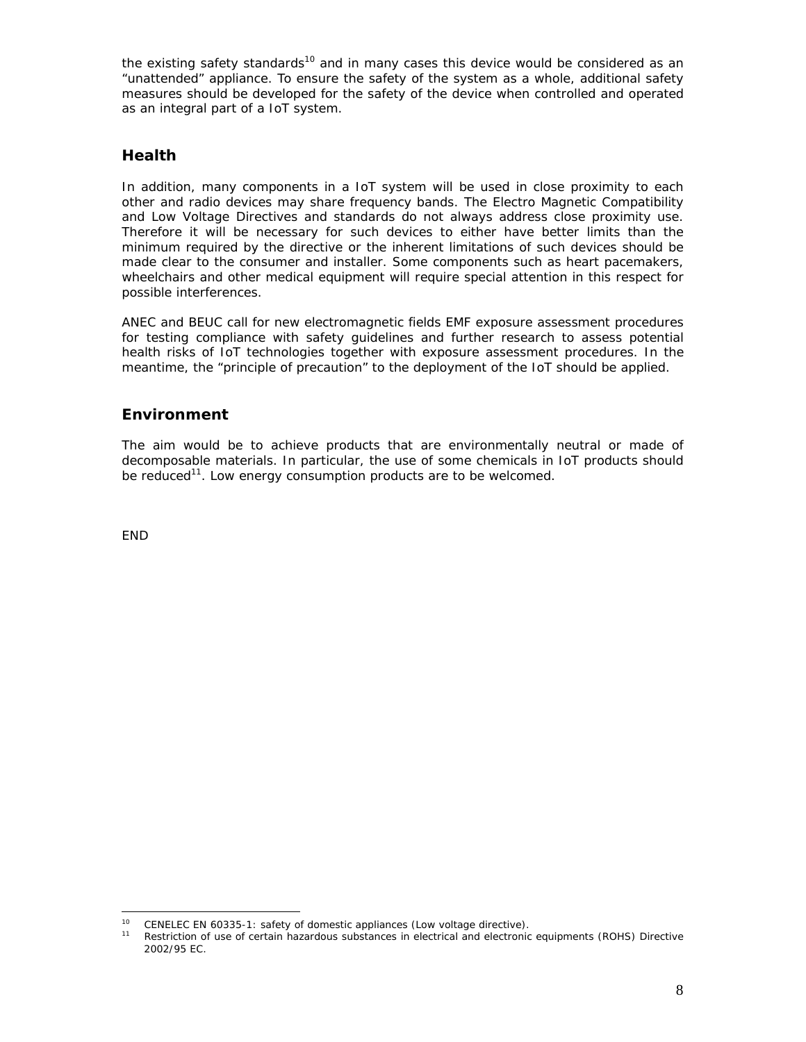the existing safety standards[10] and in many cases this device would be considered as an “unattended” appliance. To ensure the safety of the system as a whole, additional safety measures should be developed for the safety of the device when controlled and operated as an integral part of a IoT system.

## Health

In addition, many components in a IoT system will be used in close proximity to each other and radio devices may share frequency bands. The Electro Magnetic Compatibility and Low Voltage Directives and standards do not always address close proximity use. Therefore it will be necessary for such devices to either have better limits than the minimum required by the directive or the inherent limitations of such devices should be made clear to the consumer and installer. Some components such as heart pacemakers, wheelchairs and other medical equipment will require special attention in this respect for possible interferences.

ANEC and BEUC call for new electromagnetic fields EMF exposure assessment procedures for testing compliance with safety guidelines and further research to assess potential health risks of IoT technologies together with exposure assessment procedures. In the meantime, the “principle of precaution” to the deployment of the IoT should be applied.

## Environment

The aim would be to achieve products that are environmentally neutral or made of decomposable materials. In particular, the use of some chemicals in IoT products should be reduced[11]. Low energy consumption products are to be welcomed.

END

---

[10] CENELEC EN 60335-1: safety of domestic appliances (Low voltage directive).

[11] Restriction of use of certain hazardous substances in electrical and electronic equipments (ROHS) Directive 2002/95 EC.